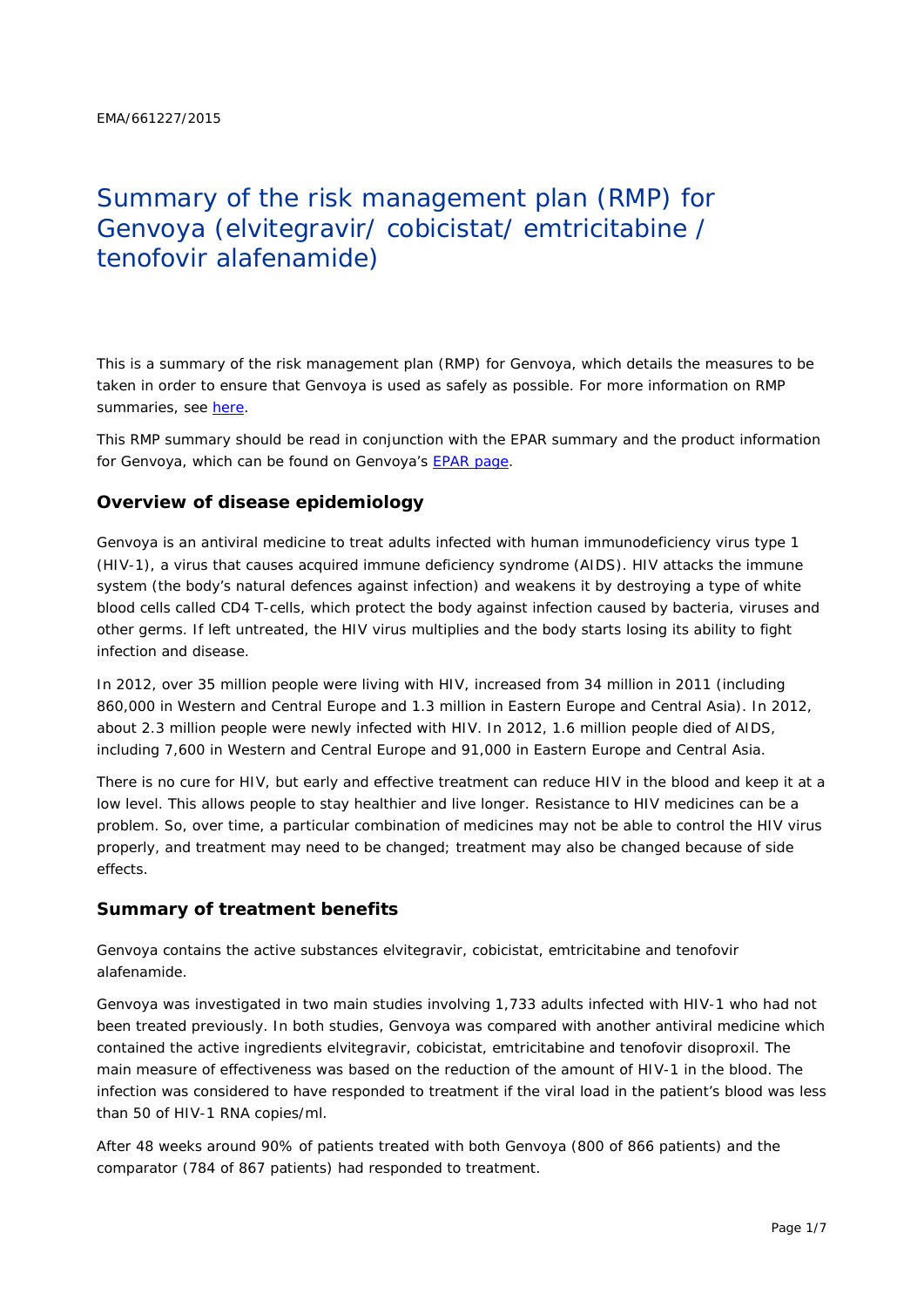EMA/661227/2015

# Summary of the risk management plan (RMP) for Genvoya (elvitegravir/ cobicistat/ emtricitabine / tenofovir alafenamide)

This is a summary of the risk management plan (RMP) for Genvoya, which details the measures to be taken in order to ensure that Genvoya is used as safely as possible. For more information on RMP summaries, see here.

This RMP summary should be read in conjunction with the EPAR summary and the product information for Genvoya, which can be found on Genvoya's EPAR page.

## Overview of disease epidemiology

Genvoya is an antiviral medicine to treat adults infected with human immunodeficiency virus type 1 (HIV-1), a virus that causes acquired immune deficiency syndrome (AIDS). HIV attacks the immune system (the body's natural defences against infection) and weakens it by destroying a type of white blood cells called CD4 T-cells, which protect the body against infection caused by bacteria, viruses and other germs. If left untreated, the HIV virus multiplies and the body starts losing its ability to fight infection and disease.

In 2012, over 35 million people were living with HIV, increased from 34 million in 2011 (including 860,000 in Western and Central Europe and 1.3 million in Eastern Europe and Central Asia). In 2012, about 2.3 million people were newly infected with HIV. In 2012, 1.6 million people died of AIDS, including 7,600 in Western and Central Europe and 91,000 in Eastern Europe and Central Asia.

There is no cure for HIV, but early and effective treatment can reduce HIV in the blood and keep it at a low level. This allows people to stay healthier and live longer. Resistance to HIV medicines can be a problem. So, over time, a particular combination of medicines may not be able to control the HIV virus properly, and treatment may need to be changed; treatment may also be changed because of side effects.

## Summary of treatment benefits

Genvoya contains the active substances elvitegravir, cobicistat, emtricitabine and tenofovir alafenamide.

Genvoya was investigated in two main studies involving 1,733 adults infected with HIV-1 who had not been treated previously. In both studies, Genvoya was compared with another antiviral medicine which contained the active ingredients elvitegravir, cobicistat, emtricitabine and tenofovir disoproxil. The main measure of effectiveness was based on the reduction of the amount of HIV-1 in the blood. The infection was considered to have responded to treatment if the viral load in the patient's blood was less than 50 of HIV-1 RNA copies/ml.

After 48 weeks around 90% of patients treated with both Genvoya (800 of 866 patients) and the comparator (784 of 867 patients) had responded to treatment.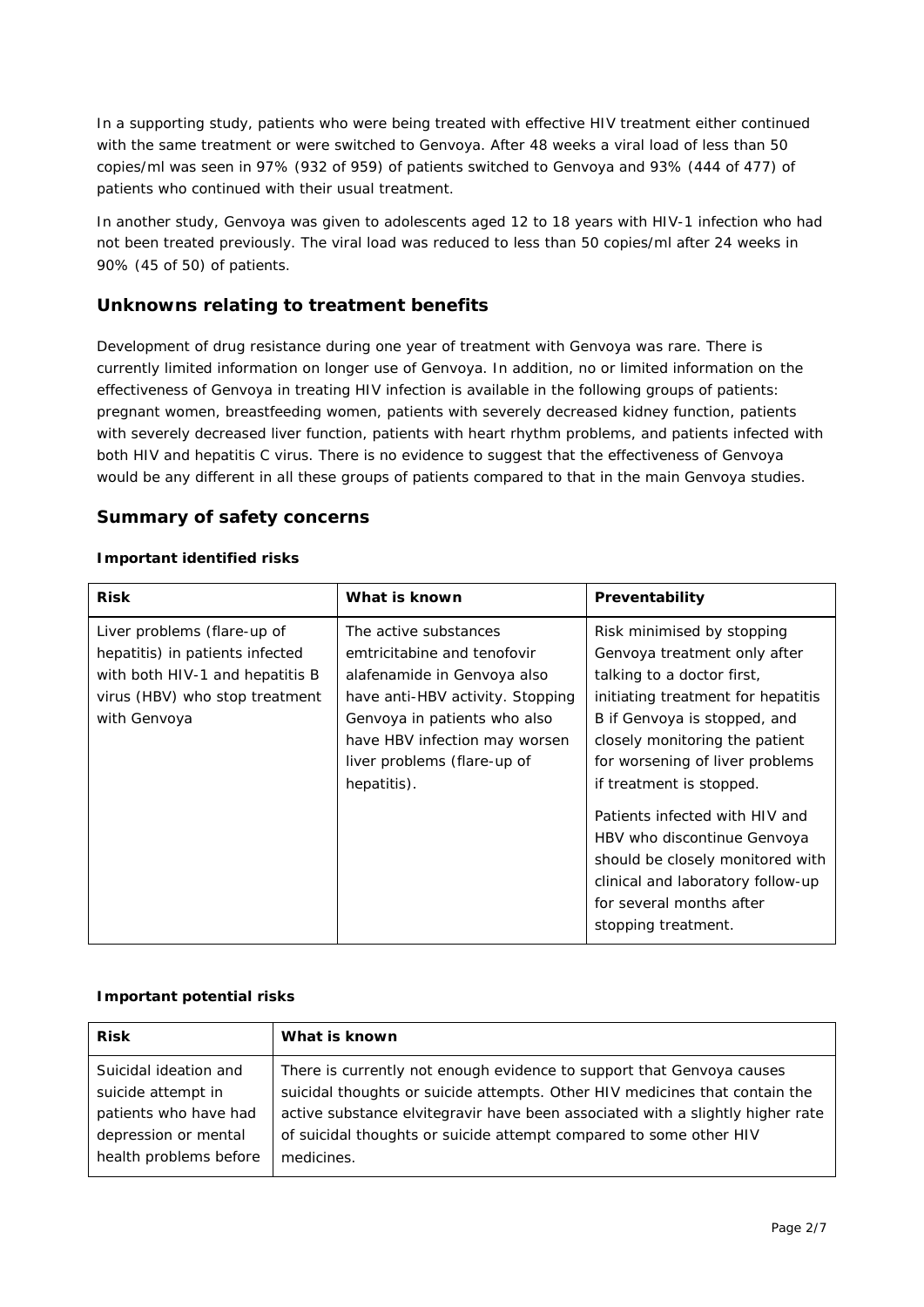In a supporting study, patients who were being treated with effective HIV treatment either continued with the same treatment or were switched to Genvoya. After 48 weeks a viral load of less than 50 copies/ml was seen in 97% (932 of 959) of patients switched to Genvoya and 93% (444 of 477) of patients who continued with their usual treatment.

In another study, Genvoya was given to adolescents aged 12 to 18 years with HIV-1 infection who had not been treated previously. The viral load was reduced to less than 50 copies/ml after 24 weeks in 90% (45 of 50) of patients.

## Unknowns relating to treatment benefits

Development of drug resistance during one year of treatment with Genvoya was rare. There is currently limited information on longer use of Genvoya. In addition, no or limited information on the effectiveness of Genvoya in treating HIV infection is available in the following groups of patients: pregnant women, breastfeeding women, patients with severely decreased kidney function, patients with severely decreased liver function, patients with heart rhythm problems, and patients infected with both HIV and hepatitis C virus. There is no evidence to suggest that the effectiveness of Genvoya would be any different in all these groups of patients compared to that in the main Genvoya studies.

## Summary of safety concerns

### Important identified risks

| Risk | What is known | Preventability |
|---|---|---|
| Liver problems (flare-up of hepatitis) in patients infected with both HIV-1 and hepatitis B virus (HBV) who stop treatment with Genvoya | The active substances emtricitabine and tenofovir alafenamide in Genvoya also have anti-HBV activity. Stopping Genvoya in patients who also have HBV infection may worsen liver problems (flare-up of hepatitis). | Risk minimised by stopping Genvoya treatment only after talking to a doctor first, initiating treatment for hepatitis B if Genvoya is stopped, and closely monitoring the patient for worsening of liver problems if treatment is stopped.<br><br>Patients infected with HIV and HBV who discontinue Genvoya should be closely monitored with clinical and laboratory follow-up for several months after stopping treatment. |

### Important potential risks

| Risk | What is known |
|---|---|
| Suicidal ideation and suicide attempt in patients who have had depression or mental health problems before | There is currently not enough evidence to support that Genvoya causes suicidal thoughts or suicide attempts. Other HIV medicines that contain the active substance elvitegravir have been associated with a slightly higher rate of suicidal thoughts or suicide attempt compared to some other HIV medicines. |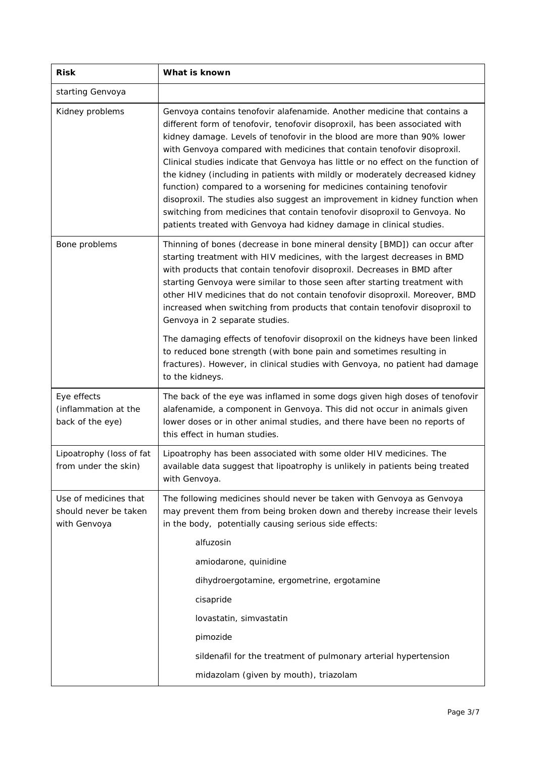| Risk | What is known |
|---|---|
| starting Genvoya | |
| Kidney problems | Genvoya contains tenofovir alafenamide. Another medicine that contains a different form of tenofovir, tenofovir disoproxil, has been associated with kidney damage. Levels of tenofovir in the blood are more than 90% lower with Genvoya compared with medicines that contain tenofovir disoproxil. Clinical studies indicate that Genvoya has little or no effect on the function of the kidney (including in patients with mildly or moderately decreased kidney function) compared to a worsening for medicines containing tenofovir disoproxil. The studies also suggest an improvement in kidney function when switching from medicines that contain tenofovir disoproxil to Genvoya. No patients treated with Genvoya had kidney damage in clinical studies. |
| Bone problems | Thinning of bones (decrease in bone mineral density [BMD]) can occur after starting treatment with HIV medicines, with the largest decreases in BMD with products that contain tenofovir disoproxil. Decreases in BMD after starting Genvoya were similar to those seen after starting treatment with other HIV medicines that do not contain tenofovir disoproxil. Moreover, BMD increased when switching from products that contain tenofovir disoproxil to Genvoya in 2 separate studies.<br><br>The damaging effects of tenofovir disoproxil on the kidneys have been linked to reduced bone strength (with bone pain and sometimes resulting in fractures). However, in clinical studies with Genvoya, no patient had damage to the kidneys. |
| Eye effects (inflammation at the back of the eye) | The back of the eye was inflamed in some dogs given high doses of tenofovir alafenamide, a component in Genvoya. This did not occur in animals given lower doses or in other animal studies, and there have been no reports of this effect in human studies. |
| Lipoatrophy (loss of fat from under the skin) | Lipoatrophy has been associated with some older HIV medicines. The available data suggest that lipoatrophy is unlikely in patients being treated with Genvoya. |
| Use of medicines that should never be taken with Genvoya | The following medicines should never be taken with Genvoya as Genvoya may prevent them from being broken down and thereby increase their levels in the body, potentially causing serious side effects:<br><br>alfuzosin<br><br>amiodarone, quinidine<br><br>dihydroergotamine, ergometrine, ergotamine<br><br>cisapride<br><br>lovastatin, simvastatin<br><br>pimozide<br><br>sildenafil for the treatment of pulmonary arterial hypertension<br><br>midazolam (given by mouth), triazolam |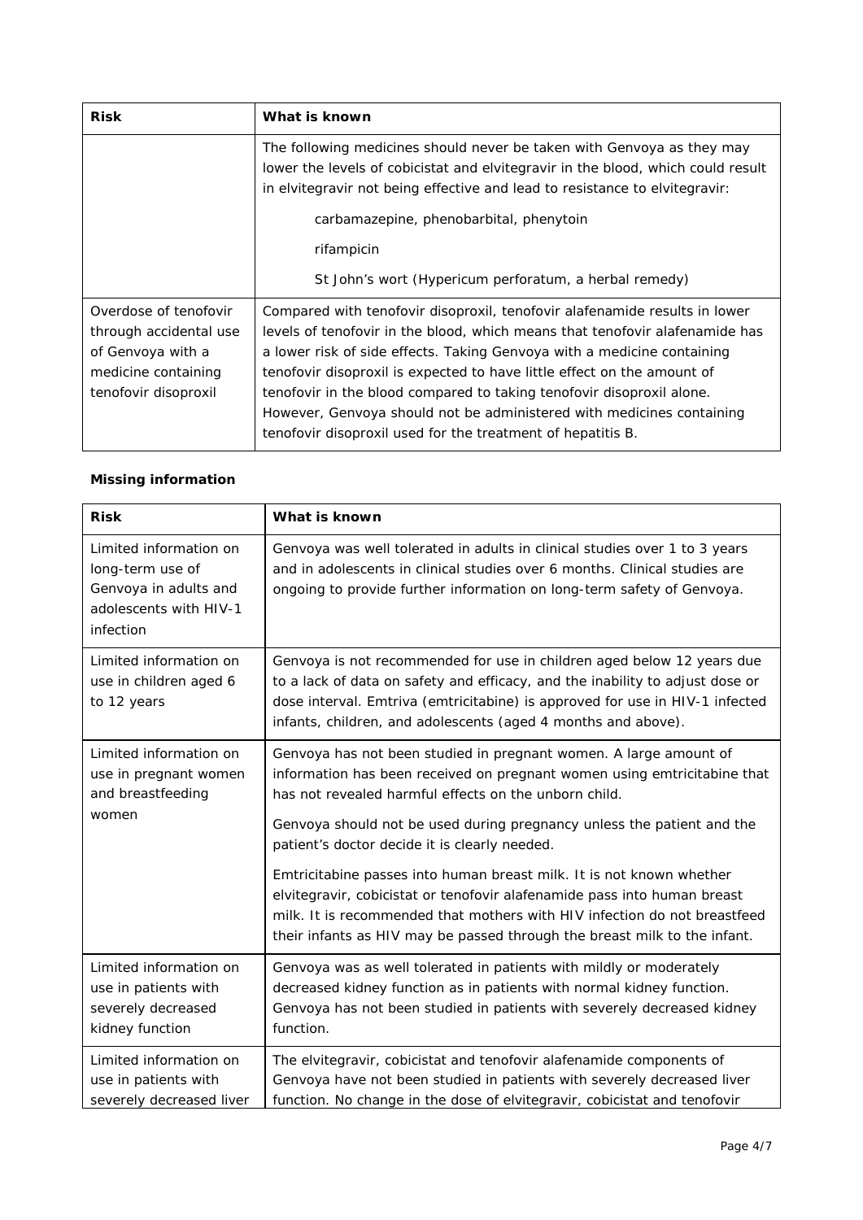| Risk | What is known |
|---|---|
| | The following medicines should never be taken with Genvoya as they may lower the levels of cobicistat and elvitegravir in the blood, which could result in elvitegravir not being effective and lead to resistance to elvitegravir: <br><br> carbamazepine, phenobarbital, phenytoin <br><br> rifampicin <br><br> St John's wort (Hypericum perforatum, a herbal remedy) |
| Overdose of tenofovir through accidental use of Genvoya with a medicine containing tenofovir disoproxil | Compared with tenofovir disoproxil, tenofovir alafenamide results in lower levels of tenofovir in the blood, which means that tenofovir alafenamide has a lower risk of side effects. Taking Genvoya with a medicine containing tenofovir disoproxil is expected to have little effect on the amount of tenofovir in the blood compared to taking tenofovir disoproxil alone. However, Genvoya should not be administered with medicines containing tenofovir disoproxil used for the treatment of hepatitis B. |

### Missing information

| Risk | What is known |
|---|---|
| Limited information on long-term use of Genvoya in adults and adolescents with HIV-1 infection | Genvoya was well tolerated in adults in clinical studies over 1 to 3 years and in adolescents in clinical studies over 6 months. Clinical studies are ongoing to provide further information on long-term safety of Genvoya. |
| Limited information on use in children aged 6 to 12 years | Genvoya is not recommended for use in children aged below 12 years due to a lack of data on safety and efficacy, and the inability to adjust dose or dose interval. Emtriva (emtricitabine) is approved for use in HIV-1 infected infants, children, and adolescents (aged 4 months and above). |
| Limited information on use in pregnant women and breastfeeding women | Genvoya has not been studied in pregnant women. A large amount of information has been received on pregnant women using emtricitabine that has not revealed harmful effects on the unborn child. <br><br> Genvoya should not be used during pregnancy unless the patient and the patient's doctor decide it is clearly needed. <br><br> Emtricitabine passes into human breast milk. It is not known whether elvitegravir, cobicistat or tenofovir alafenamide pass into human breast milk. It is recommended that mothers with HIV infection do not breastfeed their infants as HIV may be passed through the breast milk to the infant. |
| Limited information on use in patients with severely decreased kidney function | Genvoya was as well tolerated in patients with mildly or moderately decreased kidney function as in patients with normal kidney function. Genvoya has not been studied in patients with severely decreased kidney function. |
| Limited information on use in patients with severely decreased liver | The elvitegravir, cobicistat and tenofovir alafenamide components of Genvoya have not been studied in patients with severely decreased liver function. No change in the dose of elvitegravir, cobicistat and tenofovir |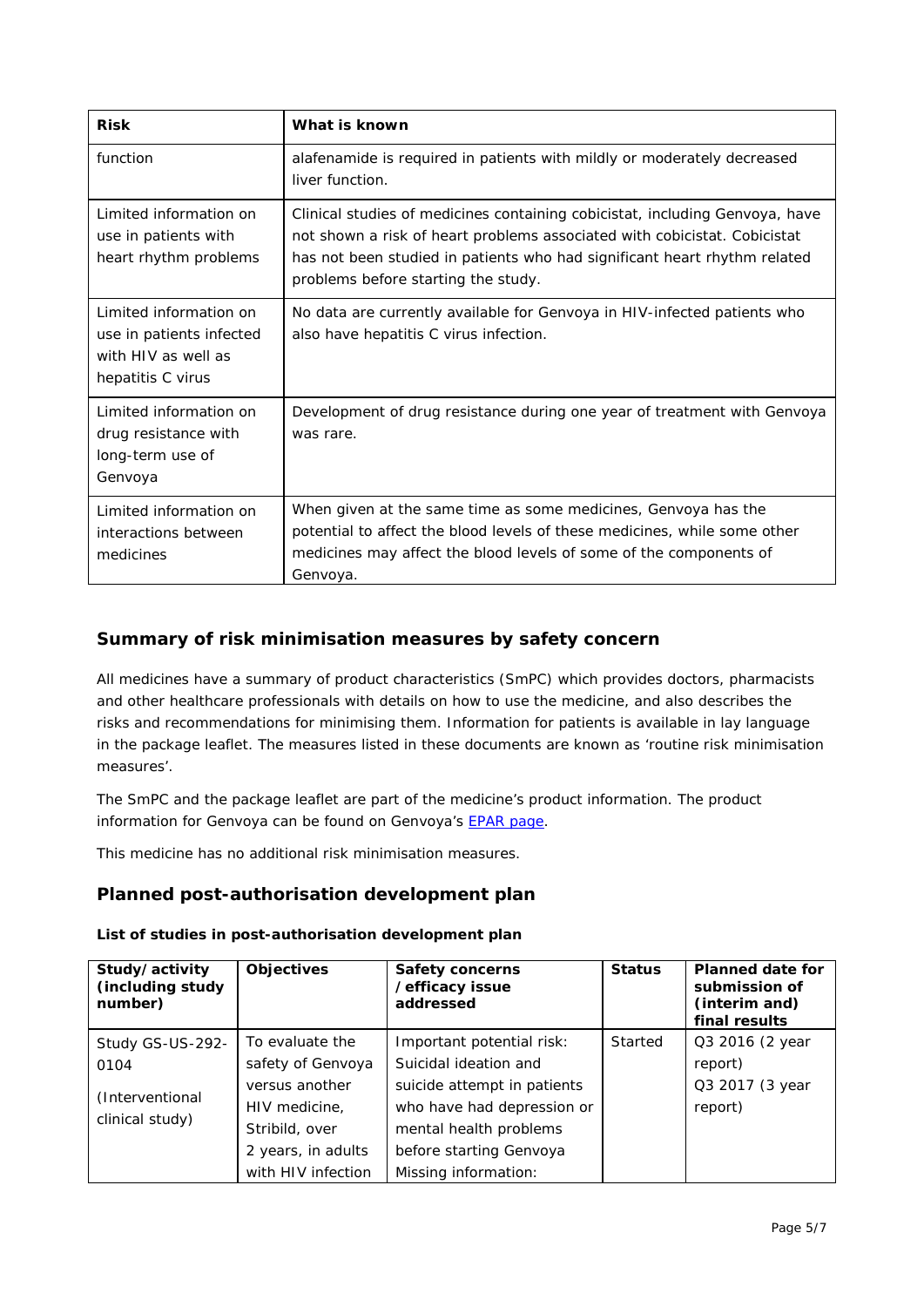| Risk | What is known |
|---|---|
| function | alafenamide is required in patients with mildly or moderately decreased liver function. |
| Limited information on use in patients with heart rhythm problems | Clinical studies of medicines containing cobicistat, including Genvoya, have not shown a risk of heart problems associated with cobicistat. Cobicistat has not been studied in patients who had significant heart rhythm related problems before starting the study. |
| Limited information on use in patients infected with HIV as well as hepatitis C virus | No data are currently available for Genvoya in HIV-infected patients who also have hepatitis C virus infection. |
| Limited information on drug resistance with long-term use of Genvoya | Development of drug resistance during one year of treatment with Genvoya was rare. |
| Limited information on interactions between medicines | When given at the same time as some medicines, Genvoya has the potential to affect the blood levels of these medicines, while some other medicines may affect the blood levels of some of the components of Genvoya. |

## Summary of risk minimisation measures by safety concern

All medicines have a summary of product characteristics (SmPC) which provides doctors, pharmacists and other healthcare professionals with details on how to use the medicine, and also describes the risks and recommendations for minimising them. Information for patients is available in lay language in the package leaflet. The measures listed in these documents are known as 'routine risk minimisation measures'.

The SmPC and the package leaflet are part of the medicine's product information. The product information for Genvoya can be found on Genvoya's EPAR page.

This medicine has no additional risk minimisation measures.

## Planned post-authorisation development plan

**List of studies in post-authorisation development plan**

| Study/activity (including study number) | Objectives | Safety concerns /efficacy issue addressed | Status | Planned date for submission of (interim and) final results |
|---|---|---|---|---|
| Study GS-US-292-0104 (Interventional clinical study) | To evaluate the safety of Genvoya versus another HIV medicine, Stribild, over 2 years, in adults with HIV infection | Important potential risk: Suicidal ideation and suicide attempt in patients who have had depression or mental health problems before starting Genvoya<br>Missing information: | Started | Q3 2016 (2 year report)<br>Q3 2017 (3 year report) |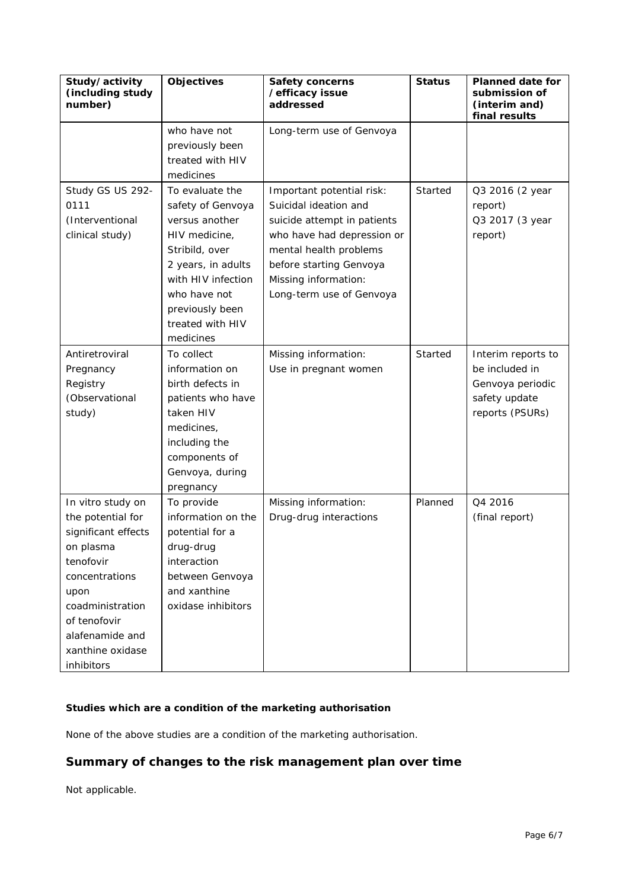| Study/activity (including study number) | Objectives | Safety concerns /efficacy issue addressed | Status | Planned date for submission of (interim and) final results |
|---|---|---|---|---|
| | who have not previously been treated with HIV medicines | Long-term use of Genvoya | | |
| Study GS US 292-0111 (Interventional clinical study) | To evaluate the safety of Genvoya versus another HIV medicine, Stribild, over 2 years, in adults with HIV infection who have not previously been treated with HIV medicines | Important potential risk: Suicidal ideation and suicide attempt in patients who have had depression or mental health problems before starting Genvoya Missing information: Long-term use of Genvoya | Started | Q3 2016 (2 year report) Q3 2017 (3 year report) |
| Antiretroviral Pregnancy Registry (Observational study) | To collect information on birth defects in patients who have taken HIV medicines, including the components of Genvoya, during pregnancy | Missing information: Use in pregnant women | Started | Interim reports to be included in Genvoya periodic safety update reports (PSURs) |
| In vitro study on the potential for significant effects on plasma tenofovir concentrations upon coadministration of tenofovir alafenamide and xanthine oxidase inhibitors | To provide information on the potential for a drug-drug interaction between Genvoya and xanthine oxidase inhibitors | Missing information: Drug-drug interactions | Planned | Q4 2016 (final report) |

**Studies which are a condition of the marketing authorisation**

None of the above studies are a condition of the marketing authorisation.

## Summary of changes to the risk management plan over time

Not applicable.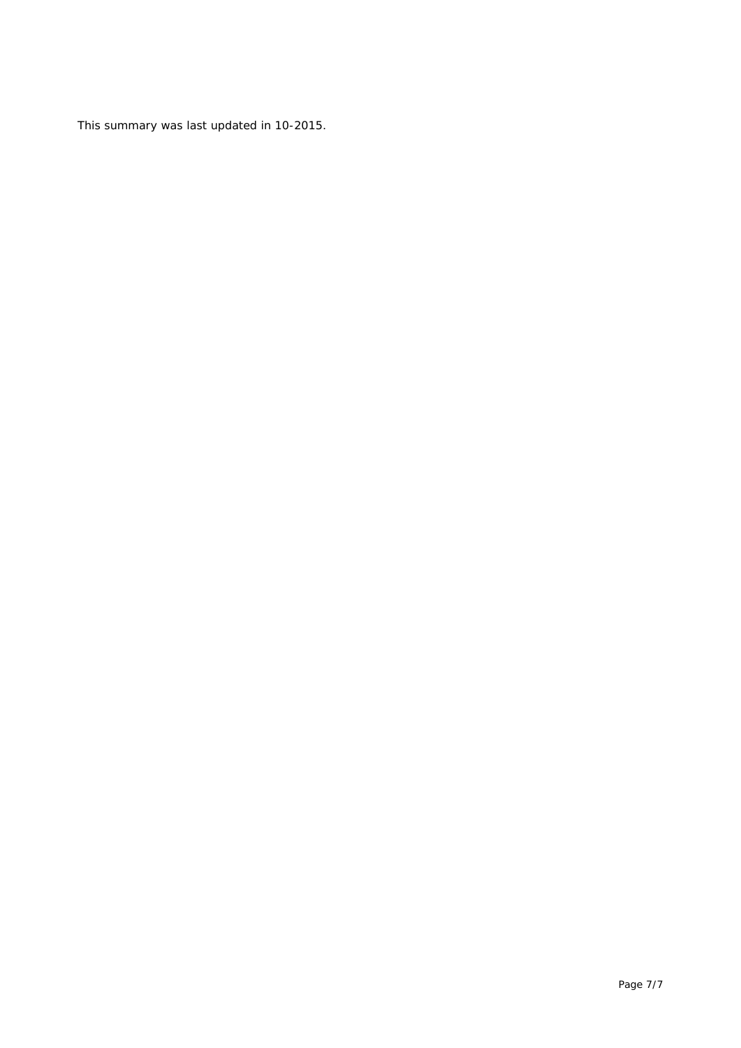This summary was last updated in 10-2015.